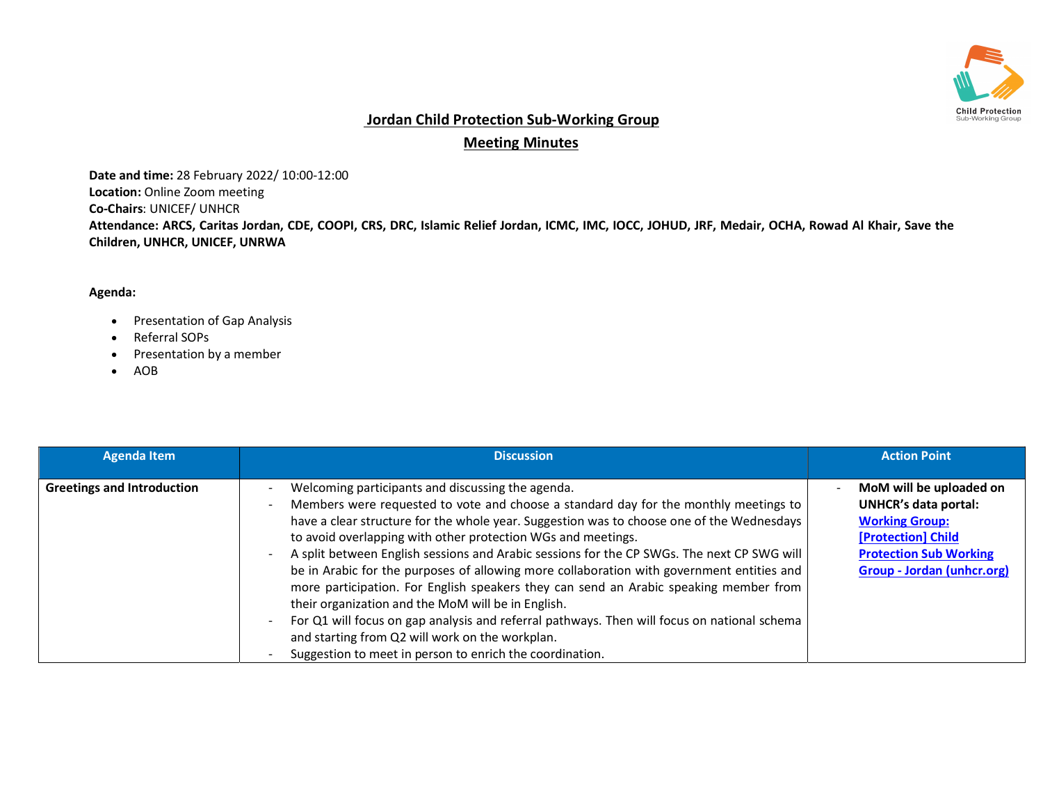# Jordan Child Protection Sub-Working Group

## Meeting Minutes

**Date and time:** 28 February 2022/ 10:00-12:00
**Location:** Online Zoom meeting
**Co-Chairs**: UNICEF/ UNHCR
**Attendance: ARCS, Caritas Jordan, CDE, COOPI, CRS, DRC, Islamic Relief Jordan, ICMC, IMC, IOCC, JOHUD, JRF, Medair, OCHA, Rowad Al Khair, Save the Children, UNHCR, UNICEF, UNRWA**

**Agenda:**

- Presentation of Gap Analysis
- Referral SOPs
- Presentation by a member
- AOB

| Agenda Item | Discussion | Action Point |
| --- | --- | --- |
| **Greetings and Introduction** | - Welcoming participants and discussing the agenda.<br>- Members were requested to vote and choose a standard day for the monthly meetings to have a clear structure for the whole year. Suggestion was to choose one of the Wednesdays to avoid overlapping with other protection WGs and meetings.<br>- A split between English sessions and Arabic sessions for the CP SWGs. The next CP SWG will be in Arabic for the purposes of allowing more collaboration with government entities and more participation. For English speakers they can send an Arabic speaking member from their organization and the MoM will be in English.<br>- For Q1 will focus on gap analysis and referral pathways. Then will focus on national schema and starting from Q2 will work on the workplan.<br>- Suggestion to meet in person to enrich the coordination. | - **MoM will be uploaded on UNHCR's data portal: [Working Group: [Protection] Child Protection Sub Working Group - Jordan (unhcr.org)]** |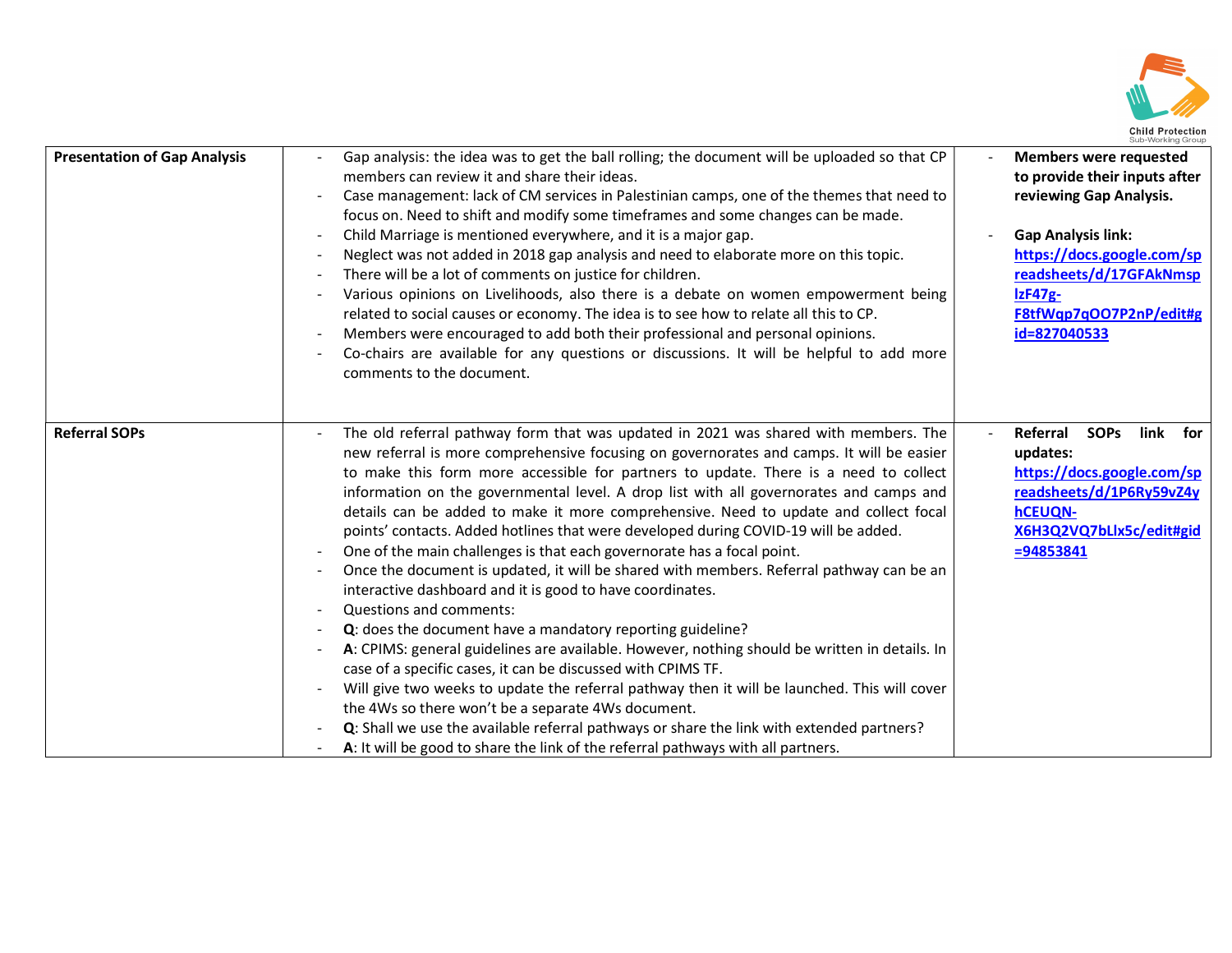| | | |
|---|---|---|
| **Presentation of Gap Analysis** | - Gap analysis: the idea was to get the ball rolling; the document will be uploaded so that CP members can review it and share their ideas.<br>- Case management: lack of CM services in Palestinian camps, one of the themes that need to focus on. Need to shift and modify some timeframes and some changes can be made.<br>- Child Marriage is mentioned everywhere, and it is a major gap.<br>- Neglect was not added in 2018 gap analysis and need to elaborate more on this topic.<br>- There will be a lot of comments on justice for children.<br>- Various opinions on Livelihoods, also there is a debate on women empowerment being related to social causes or economy. The idea is to see how to relate all this to CP.<br>- Members were encouraged to add both their professional and personal opinions.<br>- Co-chairs are available for any questions or discussions. It will be helpful to add more comments to the document. | - **Members were requested to provide their inputs after reviewing Gap Analysis.**<br><br>- **Gap Analysis link:** **https://docs.google.com/spreadsheets/d/17GFAkNmsplzF47g-F8tfWqp7qOO7P2nP/edit#gid=827040533** |
| **Referral SOPs** | - The old referral pathway form that was updated in 2021 was shared with members. The new referral is more comprehensive focusing on governorates and camps. It will be easier to make this form more accessible for partners to update. There is a need to collect information on the governmental level. A drop list with all governorates and camps and details can be added to make it more comprehensive. Need to update and collect focal points' contacts. Added hotlines that were developed during COVID-19 will be added.<br>- One of the main challenges is that each governorate has a focal point.<br>- Once the document is updated, it will be shared with members. Referral pathway can be an interactive dashboard and it is good to have coordinates.<br>- Questions and comments:<br>- **Q**: does the document have a mandatory reporting guideline?<br>- **A**: CPIMS: general guidelines are available. However, nothing should be written in details. In case of a specific cases, it can be discussed with CPIMS TF.<br>- Will give two weeks to update the referral pathway then it will be launched. This will cover the 4Ws so there won't be a separate 4Ws document.<br>- **Q**: Shall we use the available referral pathways or share the link with extended partners?<br>- **A**: It will be good to share the link of the referral pathways with all partners. | - **Referral SOPs link for updates:** **https://docs.google.com/spreadsheets/d/1P6Ry59vZ4yhCEUQN-X6H3Q2VQ7bLlx5c/edit#gid=94853841** |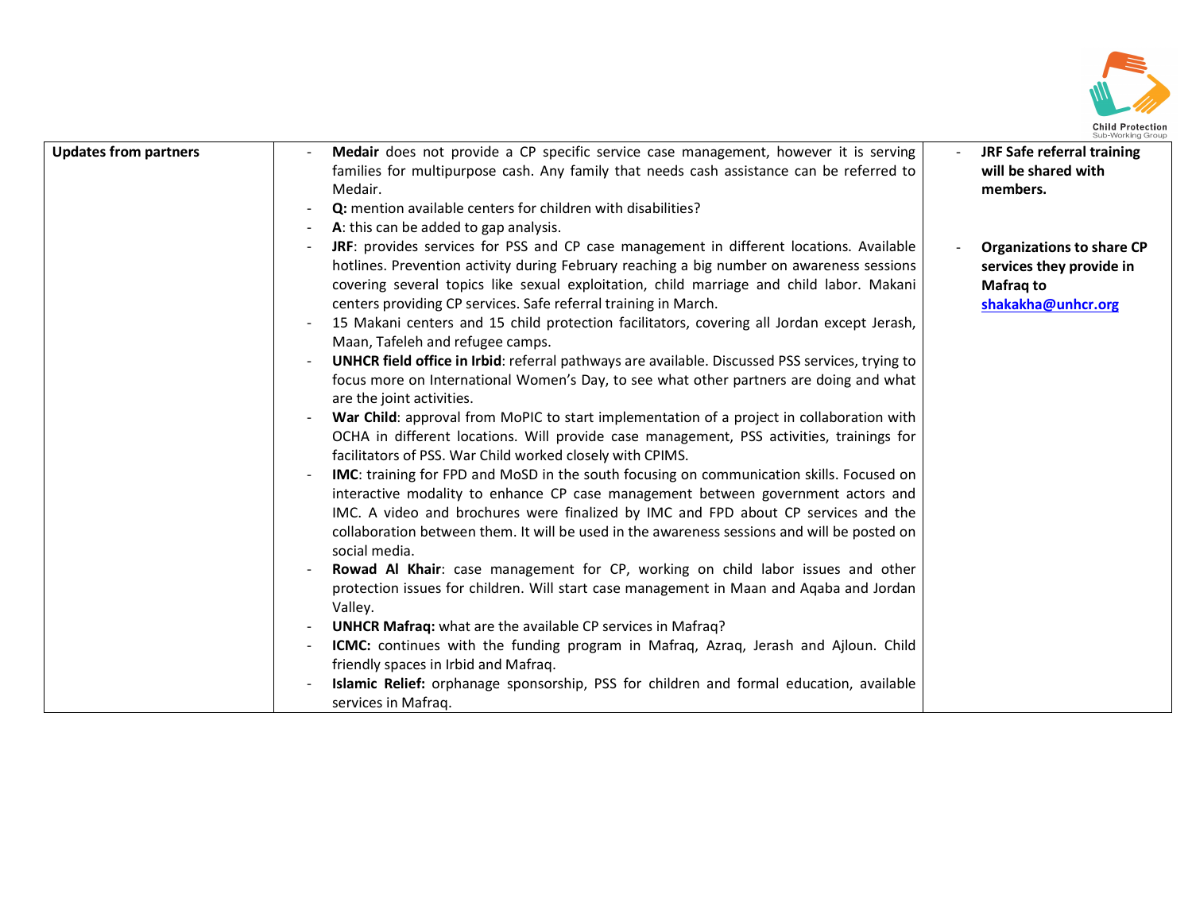| | | |
|---|---|---|
| **Updates from partners** | - **Medair** does not provide a CP specific service case management, however it is serving families for multipurpose cash. Any family that needs cash assistance can be referred to Medair.<br>- **Q:** mention available centers for children with disabilities?<br>- **A**: this can be added to gap analysis.<br>- **JRF**: provides services for PSS and CP case management in different locations. Available hotlines. Prevention activity during February reaching a big number on awareness sessions covering several topics like sexual exploitation, child marriage and child labor. Makani centers providing CP services. Safe referral training in March.<br>- 15 Makani centers and 15 child protection facilitators, covering all Jordan except Jerash, Maan, Tafeleh and refugee camps.<br>- **UNHCR field office in Irbid**: referral pathways are available. Discussed PSS services, trying to focus more on International Women's Day, to see what other partners are doing and what are the joint activities.<br>- **War Child**: approval from MoPIC to start implementation of a project in collaboration with OCHA in different locations. Will provide case management, PSS activities, trainings for facilitators of PSS. War Child worked closely with CPIMS.<br>- **IMC**: training for FPD and MoSD in the south focusing on communication skills. Focused on interactive modality to enhance CP case management between government actors and IMC. A video and brochures were finalized by IMC and FPD about CP services and the collaboration between them. It will be used in the awareness sessions and will be posted on social media.<br>- **Rowad Al Khair**: case management for CP, working on child labor issues and other protection issues for children. Will start case management in Maan and Aqaba and Jordan Valley.<br>- **UNHCR Mafraq:** what are the available CP services in Mafraq?<br>- **ICMC:** continues with the funding program in Mafraq, Azraq, Jerash and Ajloun. Child friendly spaces in Irbid and Mafraq.<br>- **Islamic Relief:** orphanage sponsorship, PSS for children and formal education, available services in Mafraq. | - **JRF Safe referral training will be shared with members.**<br><br>- **Organizations to share CP services they provide in Mafraq to [shakakha@unhcr.org](mailto:shakakha@unhcr.org)** |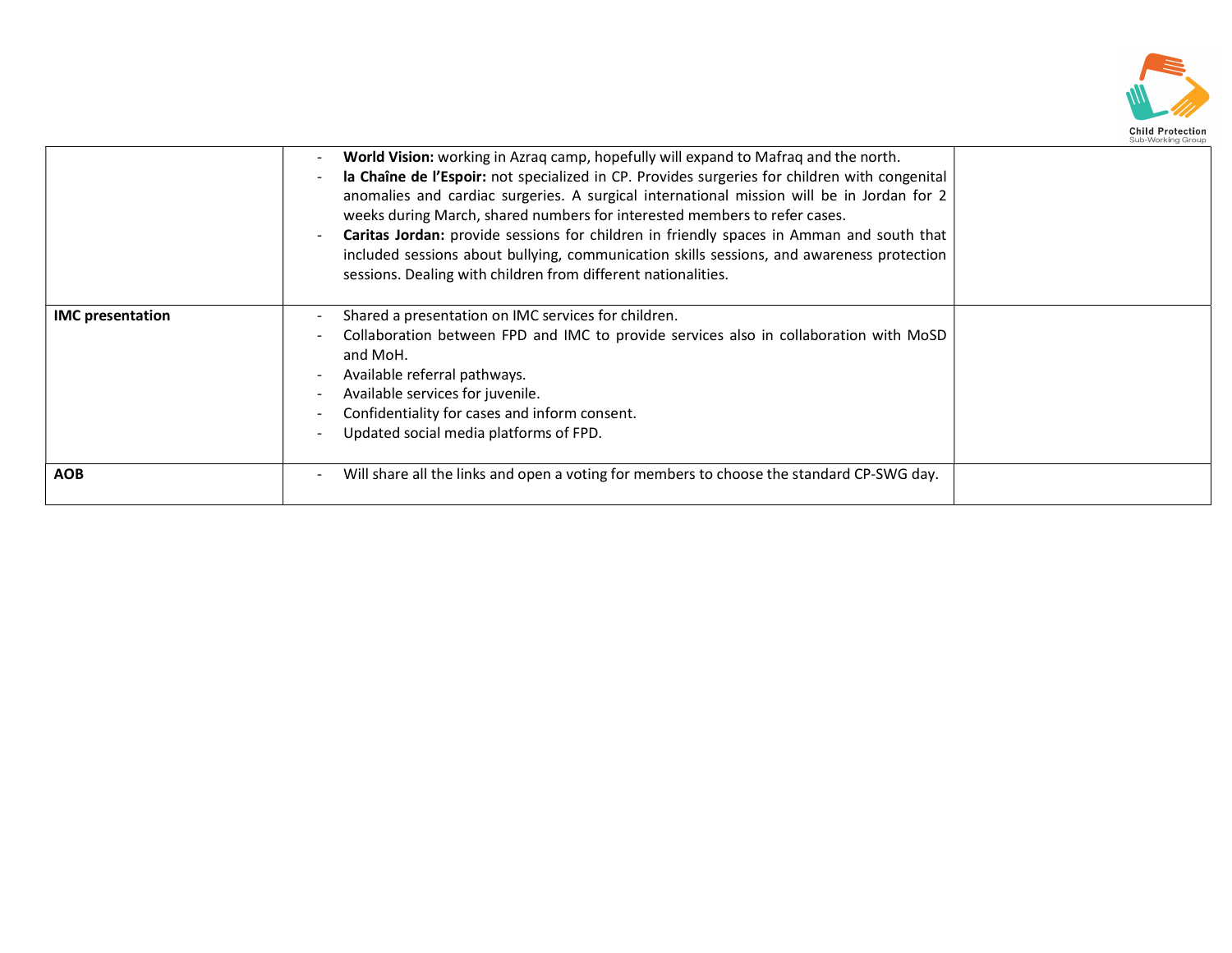| | | |
|---|---|---|
| | - **World Vision:** working in Azraq camp, hopefully will expand to Mafraq and the north.<br>- **la Chaîne de l'Espoir:** not specialized in CP. Provides surgeries for children with congenital anomalies and cardiac surgeries. A surgical international mission will be in Jordan for 2 weeks during March, shared numbers for interested members to refer cases.<br>- **Caritas Jordan:** provide sessions for children in friendly spaces in Amman and south that included sessions about bullying, communication skills sessions, and awareness protection sessions. Dealing with children from different nationalities. | |
| **IMC presentation** | - Shared a presentation on IMC services for children.<br>- Collaboration between FPD and IMC to provide services also in collaboration with MoSD and MoH.<br>- Available referral pathways.<br>- Available services for juvenile.<br>- Confidentiality for cases and inform consent.<br>- Updated social media platforms of FPD. | |
| **AOB** | - Will share all the links and open a voting for members to choose the standard CP-SWG day. | |